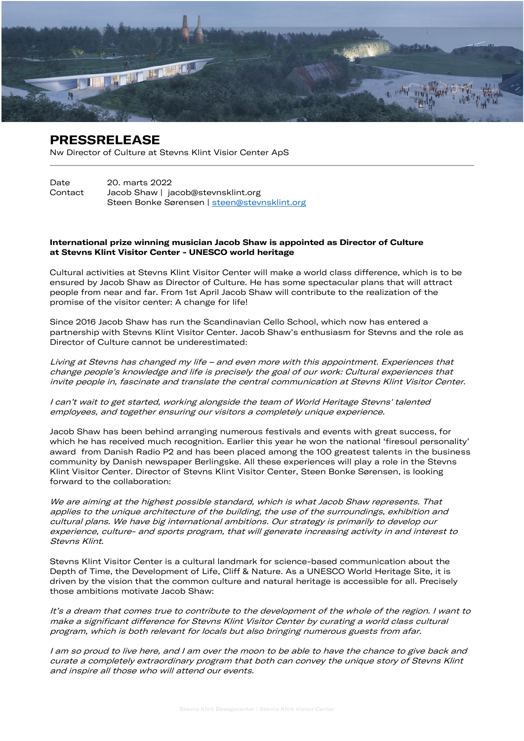# PRESSRELEASE

Nw Director of Culture at Stevns Klint Visior Center ApS

| | |
|---|---|
| Date | 20. marts 2022 |
| Contact | Jacob Shaw \| jacob@stevnsklint.org<br>Steen Bonke Sørensen \| steen@stevnsklint.org |

**International prize winning musician Jacob Shaw is appointed as Director of Culture at Stevns Klint Visitor Center - UNESCO world heritage**

Cultural activities at Stevns Klint Visitor Center will make a world class difference, which is to be ensured by Jacob Shaw as Director of Culture. He has some spectacular plans that will attract people from near and far. From 1st April Jacob Shaw will contribute to the realization of the promise of the visitor center: A change for life!

Since 2016 Jacob Shaw has run the Scandinavian Cello School, which now has entered a partnership with Stevns Klint Visitor Center. Jacob Shaw's enthusiasm for Stevns and the role as Director of Culture cannot be underestimated:

*Living at Stevns has changed my life – and even more with this appointment. Experiences that change people's knowledge and life is precisely the goal of our work: Cultural experiences that invite people in, fascinate and translate the central communication at Stevns Klint Visitor Center.*

*I can't wait to get started, working alongside the team of World Heritage Stevns' talented employees, and together ensuring our visitors a completely unique experience.*

Jacob Shaw has been behind arranging numerous festivals and events with great success, for which he has received much recognition. Earlier this year he won the national 'firesoul personality' award from Danish Radio P2 and has been placed among the 100 greatest talents in the business community by Danish newspaper Berlingske. All these experiences will play a role in the Stevns Klint Visitor Center. Director of Stevns Klint Visitor Center, Steen Bonke Sørensen, is looking forward to the collaboration:

*We are aiming at the highest possible standard, which is what Jacob Shaw represents. That applies to the unique architecture of the building, the use of the surroundings, exhibition and cultural plans. We have big international ambitions. Our strategy is primarily to develop our experience, culture- and sports program, that will generate increasing activity in and interest to Stevns Klint.*

Stevns Klint Visitor Center is a cultural landmark for science-based communication about the Depth of Time, the Development of Life, Cliff & Nature. As a UNESCO World Heritage Site, it is driven by the vision that the common culture and natural heritage is accessible for all. Precisely those ambitions motivate Jacob Shaw:

*It's a dream that comes true to contribute to the development of the whole of the region. I want to make a significant difference for Stevns Klint Visitor Center by curating a world class cultural program, which is both relevant for locals but also bringing numerous guests from afar.*

*I am so proud to live here, and I am over the moon to be able to have the chance to give back and curate a completely extraordinary program that both can convey the unique story of Stevns Klint and inspire all those who will attend our events.*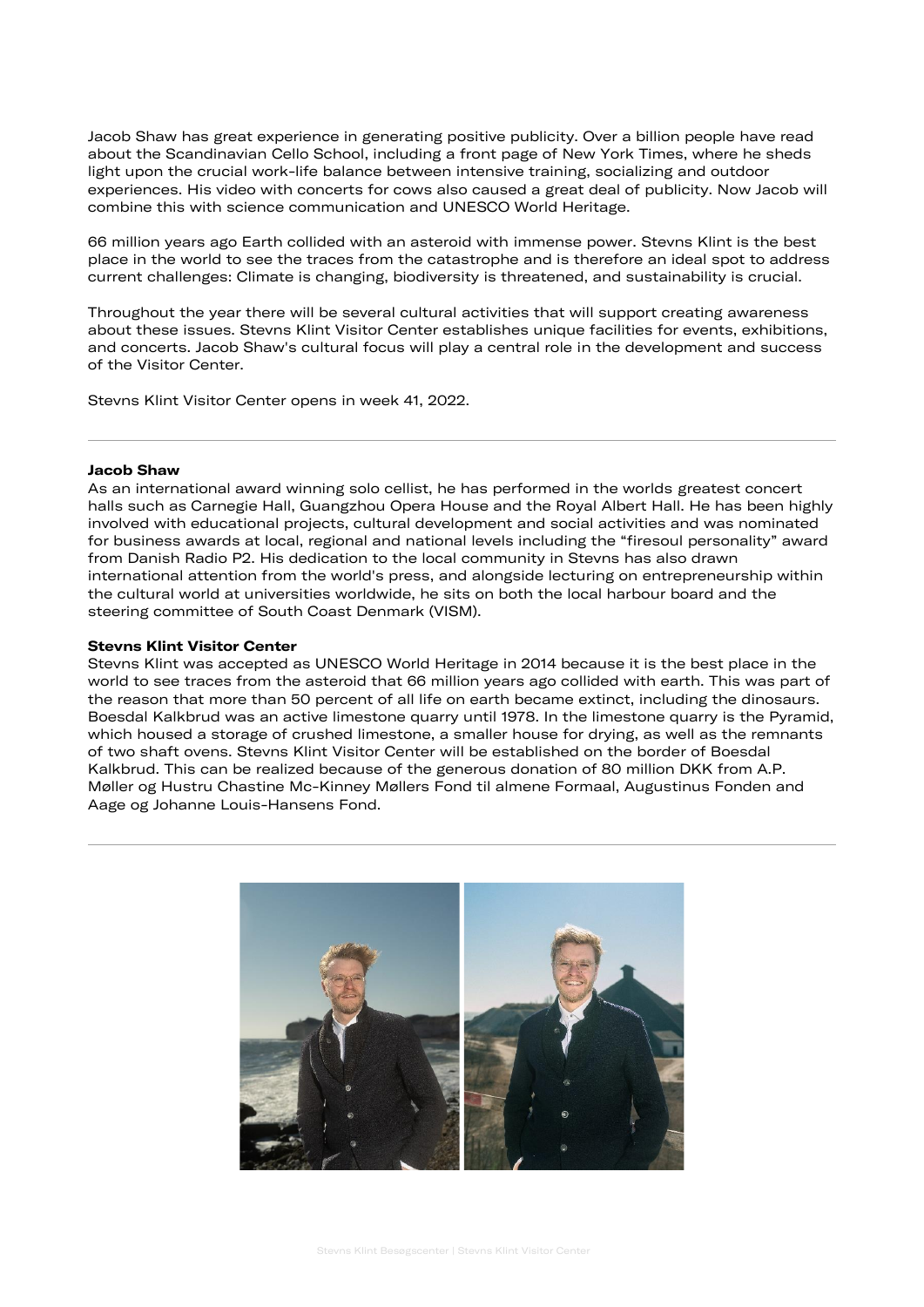Jacob Shaw has great experience in generating positive publicity. Over a billion people have read about the Scandinavian Cello School, including a front page of New York Times, where he sheds light upon the crucial work-life balance between intensive training, socializing and outdoor experiences. His video with concerts for cows also caused a great deal of publicity. Now Jacob will combine this with science communication and UNESCO World Heritage.

66 million years ago Earth collided with an asteroid with immense power. Stevns Klint is the best place in the world to see the traces from the catastrophe and is therefore an ideal spot to address current challenges: Climate is changing, biodiversity is threatened, and sustainability is crucial.

Throughout the year there will be several cultural activities that will support creating awareness about these issues. Stevns Klint Visitor Center establishes unique facilities for events, exhibitions, and concerts. Jacob Shaw's cultural focus will play a central role in the development and success of the Visitor Center.

Stevns Klint Visitor Center opens in week 41, 2022.

---

**Jacob Shaw**
As an international award winning solo cellist, he has performed in the worlds greatest concert halls such as Carnegie Hall, Guangzhou Opera House and the Royal Albert Hall. He has been highly involved with educational projects, cultural development and social activities and was nominated for business awards at local, regional and national levels including the "firesoul personality" award from Danish Radio P2. His dedication to the local community in Stevns has also drawn international attention from the world's press, and alongside lecturing on entrepreneurship within the cultural world at universities worldwide, he sits on both the local harbour board and the steering committee of South Coast Denmark (VISM).

**Stevns Klint Visitor Center**
Stevns Klint was accepted as UNESCO World Heritage in 2014 because it is the best place in the world to see traces from the asteroid that 66 million years ago collided with earth. This was part of the reason that more than 50 percent of all life on earth became extinct, including the dinosaurs. Boesdal Kalkbrud was an active limestone quarry until 1978. In the limestone quarry is the Pyramid, which housed a storage of crushed limestone, a smaller house for drying, as well as the remnants of two shaft ovens. Stevns Klint Visitor Center will be established on the border of Boesdal Kalkbrud. This can be realized because of the generous donation of 80 million DKK from A.P. Møller og Hustru Chastine Mc-Kinney Møllers Fond til almene Formaal, Augustinus Fonden and Aage og Johanne Louis-Hansens Fond.

---